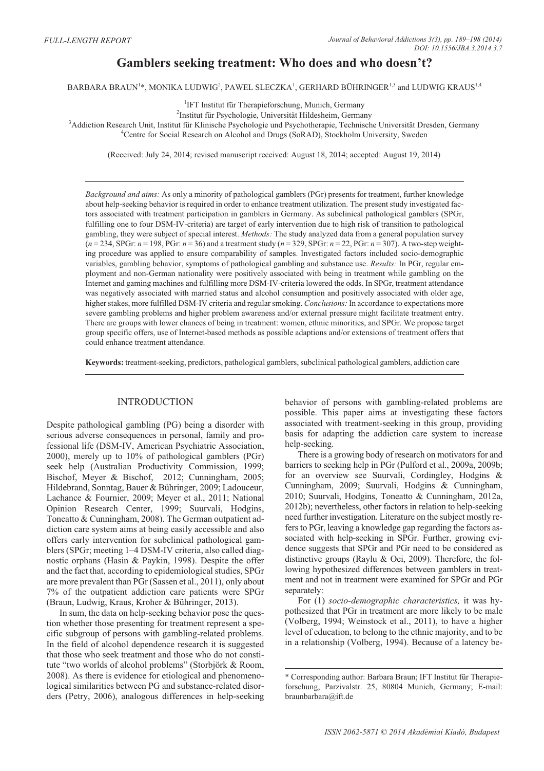FULL-LENGTH REPORT

# Gamblers seeking treatment: Who does and who doesn't?

BARBARA BRAUN[1]*, MONIKA LUDWIG[2], PAWEL SLECZKA[1], GERHARD BÜHRINGER[1,3] and LUDWIG KRAUS[1,4]

[1]IFT Institut für Therapieforschung, Munich, Germany
[2]Institut für Psychologie, Universität Hildesheim, Germany
[3]Addiction Research Unit, Institut für Klinische Psychologie und Psychotherapie, Technische Universität Dresden, Germany
[4]Centre for Social Research on Alcohol and Drugs (SoRAD), Stockholm University, Sweden

(Received: July 24, 2014; revised manuscript received: August 18, 2014; accepted: August 19, 2014)

*Background and aims:* As only a minority of pathological gamblers (PGr) presents for treatment, further knowledge about help-seeking behavior is required in order to enhance treatment utilization. The present study investigated factors associated with treatment participation in gamblers in Germany. As subclinical pathological gamblers (SPGr, fulfilling one to four DSM-IV-criteria) are target of early intervention due to high risk of transition to pathological gambling, they were subject of special interest. *Methods:* The study analyzed data from a general population survey ($n = 234$, SPGr: $n = 198$, PGr: $n = 36$) and a treatment study ($n = 329$, SPGr: $n = 22$, PGr: $n = 307$). A two-step weighting procedure was applied to ensure comparability of samples. Investigated factors included socio-demographic variables, gambling behavior, symptoms of pathological gambling and substance use. *Results:* In PGr, regular employment and non-German nationality were positively associated with being in treatment while gambling on the Internet and gaming machines and fulfilling more DSM-IV-criteria lowered the odds. In SPGr, treatment attendance was negatively associated with married status and alcohol consumption and positively associated with older age, higher stakes, more fulfilled DSM-IV criteria and regular smoking. *Conclusions:* In accordance to expectations more severe gambling problems and higher problem awareness and/or external pressure might facilitate treatment entry. There are groups with lower chances of being in treatment: women, ethnic minorities, and SPGr. We propose target group specific offers, use of Internet-based methods as possible adaptions and/or extensions of treatment offers that could enhance treatment attendance.

**Keywords:** treatment-seeking, predictors, pathological gamblers, subclinical pathological gamblers, addiction care

## INTRODUCTION

Despite pathological gambling (PG) being a disorder with serious adverse consequences in personal, family and professional life (DSM-IV, American Psychiatric Association, 2000), merely up to 10% of pathological gamblers (PGr) seek help (Australian Productivity Commission, 1999; Bischof, Meyer & Bischof, 2012; Cunningham, 2005; Hildebrand, Sonntag, Bauer & Bühringer, 2009; Ladouceur, Lachance & Fournier, 2009; Meyer et al., 2011; National Opinion Research Center, 1999; Suurvali, Hodgins, Toneatto & Cunningham, 2008). The German outpatient addiction care system aims at being easily accessible and also offers early intervention for subclinical pathological gamblers (SPGr; meeting 1–4 DSM-IV criteria, also called diagnostic orphans (Hasin & Paykin, 1998). Despite the offer and the fact that, according to epidemiological studies, SPGr are more prevalent than PGr (Sassen et al., 2011), only about 7% of the outpatient addiction care patients were SPGr (Braun, Ludwig, Kraus, Kroher & Bühringer, 2013).

In sum, the data on help-seeking behavior pose the question whether those presenting for treatment represent a specific subgroup of persons with gambling-related problems. In the field of alcohol dependence research it is suggested that those who seek treatment and those who do not constitute "two worlds of alcohol problems" (Storbjörk & Room, 2008). As there is evidence for etiological and phenomenological similarities between PG and substance-related disorders (Petry, 2006), analogous differences in help-seeking behavior of persons with gambling-related problems are possible. This paper aims at investigating these factors associated with treatment-seeking in this group, providing basis for adapting the addiction care system to increase help-seeking.

There is a growing body of research on motivators for and barriers to seeking help in PGr (Pulford et al., 2009a, 2009b; for an overview see Suurvali, Cordingley, Hodgins & Cunningham, 2009; Suurvali, Hodgins & Cunningham, 2010; Suurvali, Hodgins, Toneatto & Cunningham, 2012a, 2012b); nevertheless, other factors in relation to help-seeking need further investigation. Literature on the subject mostly refers to PGr, leaving a knowledge gap regarding the factors associated with help-seeking in SPGr. Further, growing evidence suggests that SPGr and PGr need to be considered as distinctive groups (Raylu & Oei, 2009). Therefore, the following hypothesized differences between gamblers in treatment and not in treatment were examined for SPGr and PGr separately:

For (1) *socio-demographic characteristics,* it was hypothesized that PGr in treatment are more likely to be male (Volberg, 1994; Weinstock et al., 2011), to have a higher level of education, to belong to the ethnic majority, and to be in a relationship (Volberg, 1994). Because of a latency be-

* Corresponding author: Barbara Braun; IFT Institut für Therapieforschung, Parzivalstr. 25, 80804 Munich, Germany; E-mail: braunbarbara@ift.de

ISSN 2062-5871 © 2014 Akadémiai Kiadó, Budapest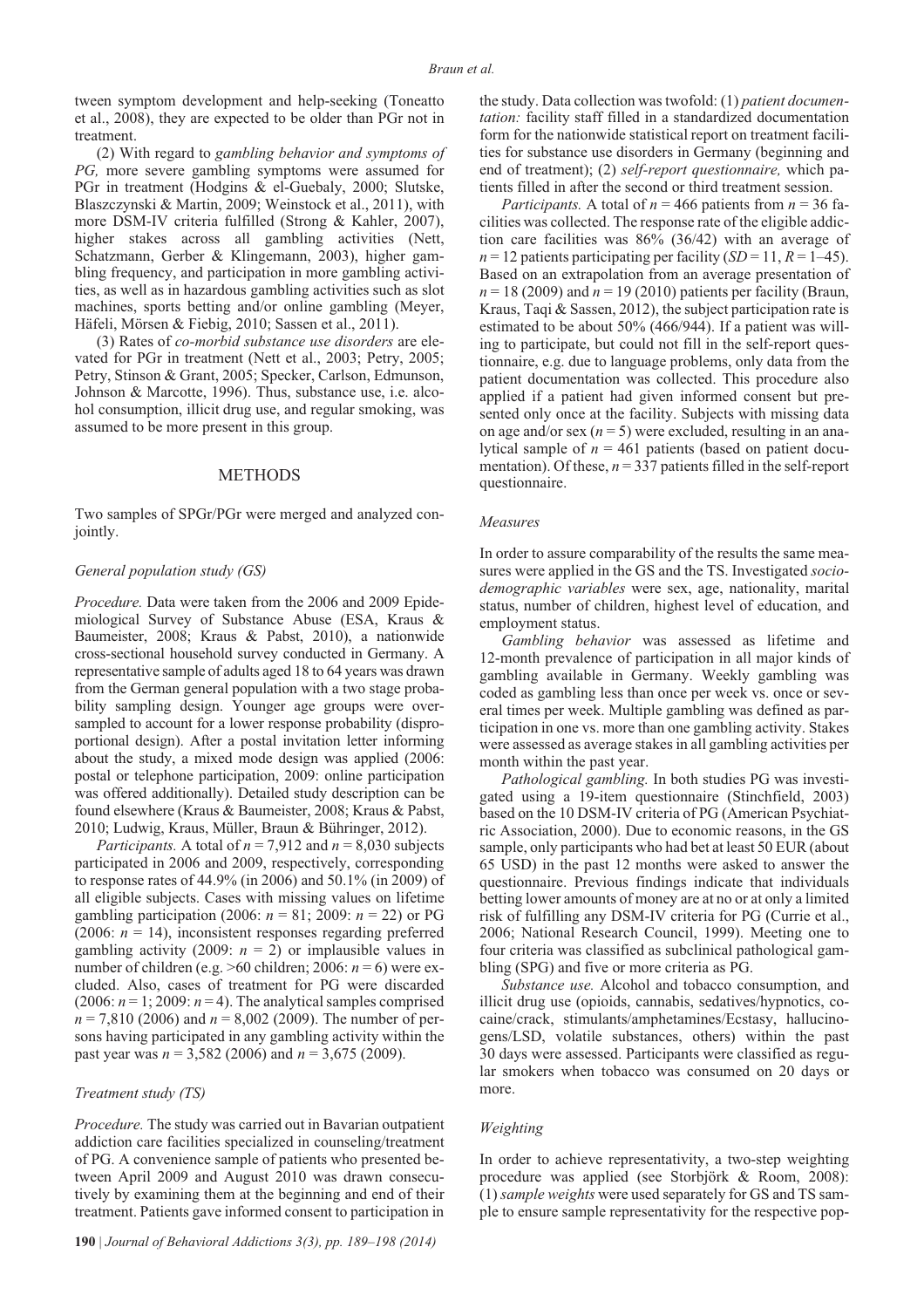tween symptom development and help-seeking (Toneatto et al., 2008), they are expected to be older than PGr not in treatment.

(2) With regard to *gambling behavior and symptoms of PG,* more severe gambling symptoms were assumed for PGr in treatment (Hodgins & el-Guebaly, 2000; Slutske, Blaszczynski & Martin, 2009; Weinstock et al., 2011), with more DSM-IV criteria fulfilled (Strong & Kahler, 2007), higher stakes across all gambling activities (Nett, Schatzmann, Gerber & Klingemann, 2003), higher gambling frequency, and participation in more gambling activities, as well as in hazardous gambling activities such as slot machines, sports betting and/or online gambling (Meyer, Häfeli, Mörsen & Fiebig, 2010; Sassen et al., 2011).

(3) Rates of *co-morbid substance use disorders* are elevated for PGr in treatment (Nett et al., 2003; Petry, 2005; Petry, Stinson & Grant, 2005; Specker, Carlson, Edmunson, Johnson & Marcotte, 1996). Thus, substance use, i.e. alcohol consumption, illicit drug use, and regular smoking, was assumed to be more present in this group.

## METHODS

Two samples of SPGr/PGr were merged and analyzed conjointly.

### General population study (GS)

*Procedure.* Data were taken from the 2006 and 2009 Epidemiological Survey of Substance Abuse (ESA, Kraus & Baumeister, 2008; Kraus & Pabst, 2010), a nationwide cross-sectional household survey conducted in Germany. A representative sample of adults aged 18 to 64 years was drawn from the German general population with a two stage probability sampling design. Younger age groups were oversampled to account for a lower response probability (disproportional design). After a postal invitation letter informing about the study, a mixed mode design was applied (2006: postal or telephone participation, 2009: online participation was offered additionally). Detailed study description can be found elsewhere (Kraus & Baumeister, 2008; Kraus & Pabst, 2010; Ludwig, Kraus, Müller, Braun & Bühringer, 2012).

*Participants.* A total of $n = 7{,}912$ and $n = 8{,}030$ subjects participated in 2006 and 2009, respectively, corresponding to response rates of 44.9% (in 2006) and 50.1% (in 2009) of all eligible subjects. Cases with missing values on lifetime gambling participation (2006: $n = 81$; 2009: $n = 22$) or PG (2006: $n = 14$), inconsistent responses regarding preferred gambling activity (2009: $n = 2$) or implausible values in number of children (e.g. >60 children; 2006: $n = 6$) were excluded. Also, cases of treatment for PG were discarded (2006: $n = 1$; 2009: $n = 4$). The analytical samples comprised $n = 7{,}810$ (2006) and $n = 8{,}002$ (2009). The number of persons having participated in any gambling activity within the past year was $n = 3{,}582$ (2006) and $n = 3{,}675$ (2009).

### Treatment study (TS)

*Procedure.* The study was carried out in Bavarian outpatient addiction care facilities specialized in counseling/treatment of PG. A convenience sample of patients who presented between April 2009 and August 2010 was drawn consecutively by examining them at the beginning and end of their treatment. Patients gave informed consent to participation in the study. Data collection was twofold: (1) *patient documentation:* facility staff filled in a standardized documentation form for the nationwide statistical report on treatment facilities for substance use disorders in Germany (beginning and end of treatment); (2) *self-report questionnaire,* which patients filled in after the second or third treatment session.

*Participants.* A total of $n = 466$ patients from $n = 36$ facilities was collected. The response rate of the eligible addiction care facilities was 86% (36/42) with an average of $n = 12$ patients participating per facility ($SD = 11$, $R = 1$–$45$). Based on an extrapolation from an average presentation of $n = 18$ (2009) and $n = 19$ (2010) patients per facility (Braun, Kraus, Taqi & Sassen, 2012), the subject participation rate is estimated to be about 50% (466/944). If a patient was willing to participate, but could not fill in the self-report questionnaire, e.g. due to language problems, only data from the patient documentation was collected. This procedure also applied if a patient had given informed consent but presented only once at the facility. Subjects with missing data on age and/or sex ($n = 5$) were excluded, resulting in an analytical sample of $n = 461$ patients (based on patient documentation). Of these, $n = 337$ patients filled in the self-report questionnaire.

### Measures

In order to assure comparability of the results the same measures were applied in the GS and the TS. Investigated *socio-demographic variables* were sex, age, nationality, marital status, number of children, highest level of education, and employment status.

*Gambling behavior* was assessed as lifetime and 12-month prevalence of participation in all major kinds of gambling available in Germany. Weekly gambling was coded as gambling less than once per week vs. once or several times per week. Multiple gambling was defined as participation in one vs. more than one gambling activity. Stakes were assessed as average stakes in all gambling activities per month within the past year.

*Pathological gambling.* In both studies PG was investigated using a 19-item questionnaire (Stinchfield, 2003) based on the 10 DSM-IV criteria of PG (American Psychiatric Association, 2000). Due to economic reasons, in the GS sample, only participants who had bet at least 50 EUR (about 65 USD) in the past 12 months were asked to answer the questionnaire. Previous findings indicate that individuals betting lower amounts of money are at no or at only a limited risk of fulfilling any DSM-IV criteria for PG (Currie et al., 2006; National Research Council, 1999). Meeting one to four criteria was classified as subclinical pathological gambling (SPG) and five or more criteria as PG.

*Substance use.* Alcohol and tobacco consumption, and illicit drug use (opioids, cannabis, sedatives/hypnotics, cocaine/crack, stimulants/amphetamines/Ecstasy, hallucinogens/LSD, volatile substances, others) within the past 30 days were assessed. Participants were classified as regular smokers when tobacco was consumed on 20 days or more.

### Weighting

In order to achieve representativity, a two-step weighting procedure was applied (see Storbjörk & Room, 2008): (1) *sample weights* were used separately for GS and TS sample to ensure sample representativity for the respective pop-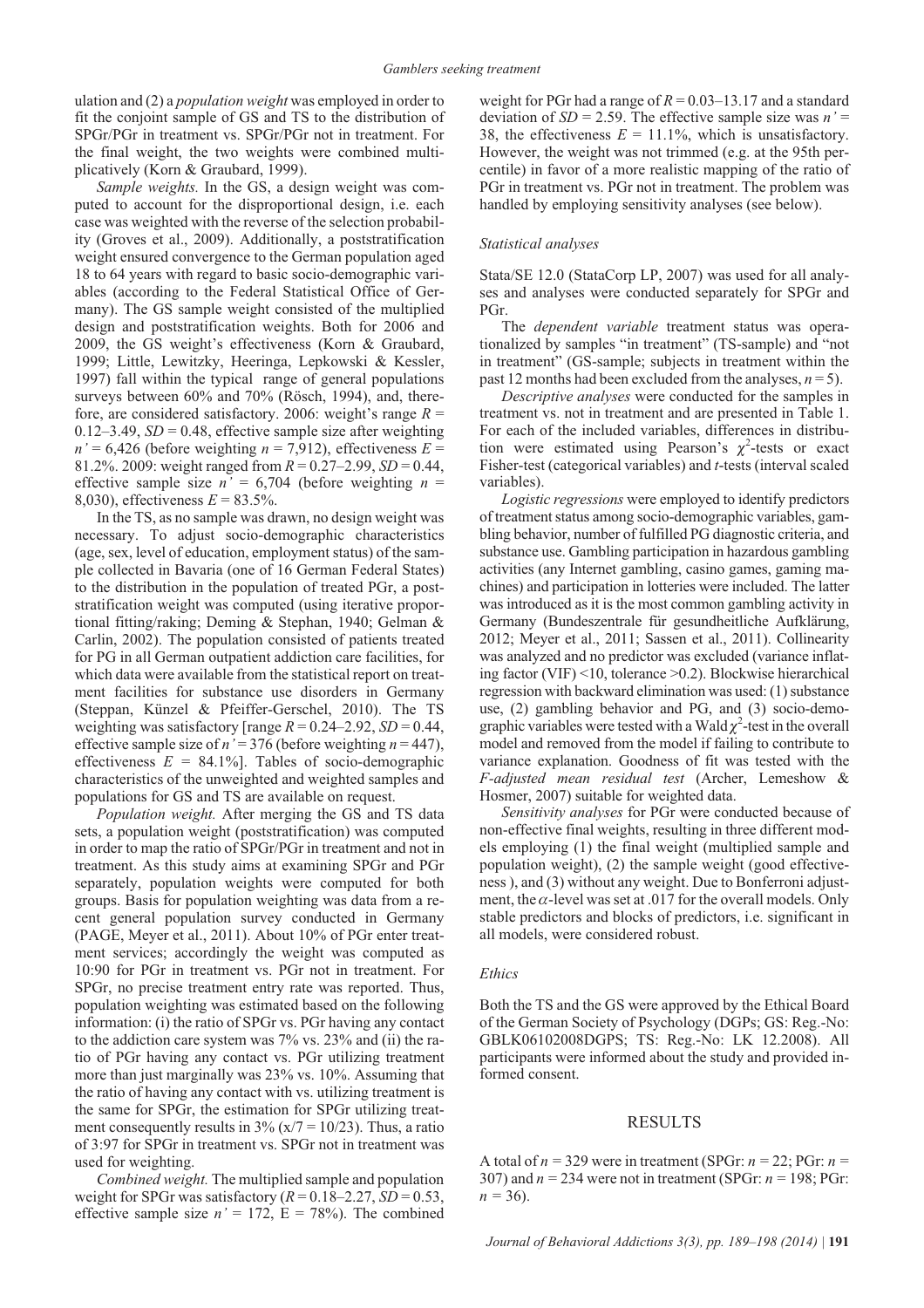ulation and (2) a *population weight* was employed in order to fit the conjoint sample of GS and TS to the distribution of SPGr/PGr in treatment vs. SPGr/PGr not in treatment. For the final weight, the two weights were combined multiplicatively (Korn & Graubard, 1999).

*Sample weights.* In the GS, a design weight was computed to account for the disproportional design, i.e. each case was weighted with the reverse of the selection probability (Groves et al., 2009). Additionally, a poststratification weight ensured convergence to the German population aged 18 to 64 years with regard to basic socio-demographic variables (according to the Federal Statistical Office of Germany). The GS sample weight consisted of the multiplied design and poststratification weights. Both for 2006 and 2009, the GS weight's effectiveness (Korn & Graubard, 1999; Little, Lewitzky, Heeringa, Lepkowski & Kessler, 1997) fall within the typical range of general populations surveys between 60% and 70% (Rösch, 1994), and, therefore, are considered satisfactory. 2006: weight's range $R$ = 0.12–3.49, $SD$ = 0.48, effective sample size after weighting $n'$ = 6,426 (before weighting $n$ = 7,912), effectiveness $E$ = 81.2%. 2009: weight ranged from $R$ = 0.27–2.99, $SD$ = 0.44, effective sample size $n'$ = 6,704 (before weighting $n$ = 8,030), effectiveness $E$ = 83.5%.

In the TS, as no sample was drawn, no design weight was necessary. To adjust socio-demographic characteristics (age, sex, level of education, employment status) of the sample collected in Bavaria (one of 16 German Federal States) to the distribution in the population of treated PGr, a poststratification weight was computed (using iterative proportional fitting/raking; Deming & Stephan, 1940; Gelman & Carlin, 2002). The population consisted of patients treated for PG in all German outpatient addiction care facilities, for which data were available from the statistical report on treatment facilities for substance use disorders in Germany (Steppan, Künzel & Pfeiffer-Gerschel, 2010). The TS weighting was satisfactory [range $R$ = 0.24–2.92, $SD$ = 0.44, effective sample size of $n'$ = 376 (before weighting $n$ = 447), effectiveness $E$ = 84.1%]. Tables of socio-demographic characteristics of the unweighted and weighted samples and populations for GS and TS are available on request.

*Population weight.* After merging the GS and TS data sets, a population weight (poststratification) was computed in order to map the ratio of SPGr/PGr in treatment and not in treatment. As this study aims at examining SPGr and PGr separately, population weights were computed for both groups. Basis for population weighting was data from a recent general population survey conducted in Germany (PAGE, Meyer et al., 2011). About 10% of PGr enter treatment services; accordingly the weight was computed as 10:90 for PGr in treatment vs. PGr not in treatment. For SPGr, no precise treatment entry rate was reported. Thus, population weighting was estimated based on the following information: (i) the ratio of SPGr vs. PGr having any contact to the addiction care system was 7% vs. 23% and (ii) the ratio of PGr having any contact vs. PGr utilizing treatment more than just marginally was 23% vs. 10%. Assuming that the ratio of having any contact with vs. utilizing treatment is the same for SPGr, the estimation for SPGr utilizing treatment consequently results in 3% ($x/7 = 10/23$). Thus, a ratio of 3:97 for SPGr in treatment vs. SPGr not in treatment was used for weighting.

*Combined weight.* The multiplied sample and population weight for SPGr was satisfactory ($R$ = 0.18–2.27, $SD$ = 0.53, effective sample size $n'$ = 172, E = 78%). The combined weight for PGr had a range of $R$ = 0.03–13.17 and a standard deviation of $SD$ = 2.59. The effective sample size was $n'$ = 38, the effectiveness $E$ = 11.1%, which is unsatisfactory. However, the weight was not trimmed (e.g. at the 95th percentile) in favor of a more realistic mapping of the ratio of PGr in treatment vs. PGr not in treatment. The problem was handled by employing sensitivity analyses (see below).

### Statistical analyses

Stata/SE 12.0 (StataCorp LP, 2007) was used for all analyses and analyses were conducted separately for SPGr and PGr.

The *dependent variable* treatment status was operationalized by samples "in treatment" (TS-sample) and "not in treatment" (GS-sample; subjects in treatment within the past 12 months had been excluded from the analyses, $n$ = 5).

*Descriptive analyses* were conducted for the samples in treatment vs. not in treatment and are presented in Table 1. For each of the included variables, differences in distribution were estimated using Pearson's $\chi^2$-tests or exact Fisher-test (categorical variables) and $t$-tests (interval scaled variables).

*Logistic regressions* were employed to identify predictors of treatment status among socio-demographic variables, gambling behavior, number of fulfilled PG diagnostic criteria, and substance use. Gambling participation in hazardous gambling activities (any Internet gambling, casino games, gaming machines) and participation in lotteries were included. The latter was introduced as it is the most common gambling activity in Germany (Bundeszentrale für gesundheitliche Aufklärung, 2012; Meyer et al., 2011; Sassen et al., 2011). Collinearity was analyzed and no predictor was excluded (variance inflating factor (VIF) <10, tolerance >0.2). Blockwise hierarchical regression with backward elimination was used: (1) substance use, (2) gambling behavior and PG, and (3) socio-demographic variables were tested with a Wald $\chi^2$-test in the overall model and removed from the model if failing to contribute to variance explanation. Goodness of fit was tested with the *F-adjusted mean residual test* (Archer, Lemeshow & Hosmer, 2007) suitable for weighted data.

*Sensitivity analyses* for PGr were conducted because of non-effective final weights, resulting in three different models employing (1) the final weight (multiplied sample and population weight), (2) the sample weight (good effectiveness ), and (3) without any weight. Due to Bonferroni adjustment, the $\alpha$-level was set at .017 for the overall models. Only stable predictors and blocks of predictors, i.e. significant in all models, were considered robust.

### Ethics

Both the TS and the GS were approved by the Ethical Board of the German Society of Psychology (DGPs; GS: Reg.-No: GBLK06102008DGPS; TS: Reg.-No: LK 12.2008). All participants were informed about the study and provided informed consent.

## RESULTS

A total of $n$ = 329 were in treatment (SPGr: $n$ = 22; PGr: $n$ = 307) and $n$ = 234 were not in treatment (SPGr: $n$ = 198; PGr: $n$ = 36).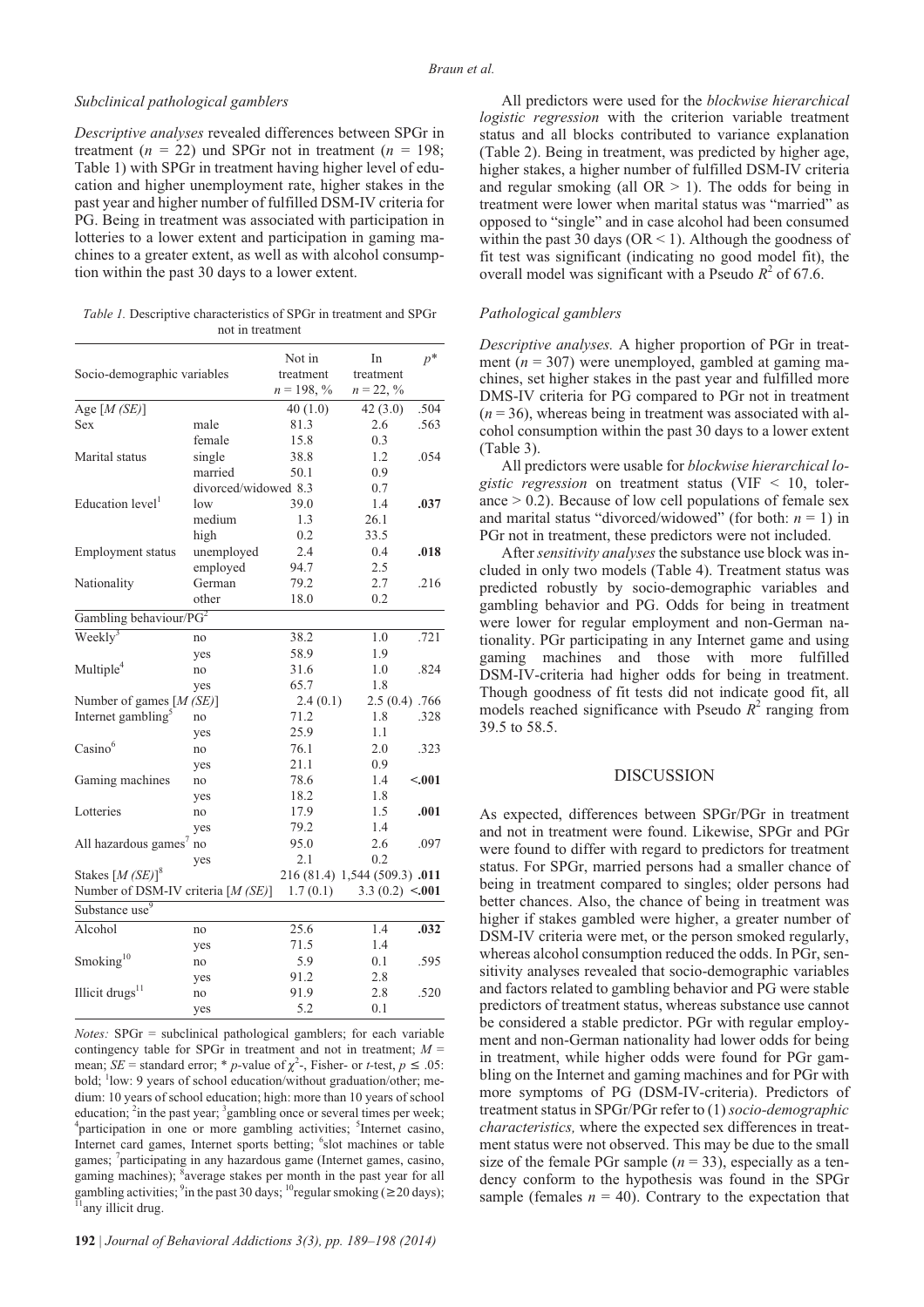### *Subclinical pathological gamblers*

*Descriptive analyses* revealed differences between SPGr in treatment ($n$ = 22) und SPGr not in treatment ($n$ = 198; Table 1) with SPGr in treatment having higher level of education and higher unemployment rate, higher stakes in the past year and higher number of fulfilled DSM-IV criteria for PG. Being in treatment was associated with participation in lotteries to a lower extent and participation in gaming machines to a greater extent, as well as with alcohol consumption within the past 30 days to a lower extent.

*Table 1.* Descriptive characteristics of SPGr in treatment and SPGr not in treatment

| Socio-demographic variables | | Not in treatment $n$ = 198, % | In treatment $n$ = 22, % | $p$* |
|---|---|---|---|---|
| Age [$M$ ($SE$)] | | 40 (1.0) | 42 (3.0) | .504 |
| Sex | male | 81.3 | 2.6 | .563 |
| | female | 15.8 | 0.3 | |
| Marital status | single | 38.8 | 1.2 | .054 |
| | married | 50.1 | 0.9 | |
| | divorced/widowed | 8.3 | 0.7 | |
| Education level[1] | low | 39.0 | 1.4 | **.037** |
| | medium | 1.3 | 26.1 | |
| | high | 0.2 | 33.5 | |
| Employment status | unemployed | 2.4 | 0.4 | **.018** |
| | employed | 94.7 | 2.5 | |
| Nationality | German | 79.2 | 2.7 | .216 |
| | other | 18.0 | 0.2 | |
| Gambling behaviour/PG[2] | | | | |
| Weekly[3] | no | 38.2 | 1.0 | .721 |
| | yes | 58.9 | 1.9 | |
| Multiple[4] | no | 31.6 | 1.0 | .824 |
| | yes | 65.7 | 1.8 | |
| Number of games [$M$ ($SE$)] | | 2.4 (0.1) | 2.5 (0.4) | .766 |
| Internet gambling[5] | no | 71.2 | 1.8 | .328 |
| | yes | 25.9 | 1.1 | |
| Casino[6] | no | 76.1 | 2.0 | .323 |
| | yes | 21.1 | 0.9 | |
| Gaming machines | no | 78.6 | 1.4 | **<.001** |
| | yes | 18.2 | 1.8 | |
| Lotteries | no | 17.9 | 1.5 | **.001** |
| | yes | 79.2 | 1.4 | |
| All hazardous games[7] | no | 95.0 | 2.6 | .097 |
| | yes | 2.1 | 0.2 | |
| Stakes [$M$ ($SE$)][8] | | 216 (81.4) | 1,544 (509.3) | **.011** |
| Number of DSM-IV criteria [$M$ ($SE$)] | | 1.7 (0.1) | 3.3 (0.2) | **<.001** |
| Substance use[9] | | | | |
| Alcohol | no | 25.6 | 1.4 | **.032** |
| | yes | 71.5 | 1.4 | |
| Smoking[10] | no | 5.9 | 0.1 | .595 |
| | yes | 91.2 | 2.8 | |
| Illicit drugs[11] | no | 91.9 | 2.8 | .520 |
| | yes | 5.2 | 0.1 | |

*Notes:* SPGr = subclinical pathological gamblers; for each variable contingency table for SPGr in treatment and not in treatment; $M$ = mean; $SE$ = standard error; * $p$-value of $\chi^2$-, Fisher- or $t$-test, $p \leq .05$: bold; [1]low: 9 years of school education/without graduation/other; medium: 10 years of school education; high: more than 10 years of school education; [2]in the past year; [3]gambling once or several times per week; [4]participation in one or more gambling activities; [5]Internet casino, Internet card games, Internet sports betting; [6]slot machines or table games; [7]participating in any hazardous game (Internet games, casino, gaming machines); [8]average stakes per month in the past year for all gambling activities; [9]in the past 30 days; [10]regular smoking (≥ 20 days); [11]any illicit drug.

All predictors were used for the *blockwise hierarchical logistic regression* with the criterion variable treatment status and all blocks contributed to variance explanation (Table 2). Being in treatment, was predicted by higher age, higher stakes, a higher number of fulfilled DSM-IV criteria and regular smoking (all OR > 1). The odds for being in treatment were lower when marital status was "married" as opposed to "single" and in case alcohol had been consumed within the past 30 days (OR < 1). Although the goodness of fit test was significant (indicating no good model fit), the overall model was significant with a Pseudo $R^2$ of 67.6.

### *Pathological gamblers*

*Descriptive analyses.* A higher proportion of PGr in treatment ($n$ = 307) were unemployed, gambled at gaming machines, set higher stakes in the past year and fulfilled more DMS-IV criteria for PG compared to PGr not in treatment ($n$ = 36), whereas being in treatment was associated with alcohol consumption within the past 30 days to a lower extent (Table 3).

All predictors were usable for *blockwise hierarchical logistic regression* on treatment status (VIF < 10, tolerance > 0.2). Because of low cell populations of female sex and marital status "divorced/widowed" (for both: $n$ = 1) in PGr not in treatment, these predictors were not included.

After *sensitivity analyses* the substance use block was included in only two models (Table 4). Treatment status was predicted robustly by socio-demographic variables and gambling behavior and PG. Odds for being in treatment were lower for regular employment and non-German nationality. PGr participating in any Internet game and using gaming machines and those with more fulfilled DSM-IV-criteria had higher odds for being in treatment. Though goodness of fit tests did not indicate good fit, all models reached significance with Pseudo $R^2$ ranging from 39.5 to 58.5.

## DISCUSSION

As expected, differences between SPGr/PGr in treatment and not in treatment were found. Likewise, SPGr and PGr were found to differ with regard to predictors for treatment status. For SPGr, married persons had a smaller chance of being in treatment compared to singles; older persons had better chances. Also, the chance of being in treatment was higher if stakes gambled were higher, a greater number of DSM-IV criteria were met, or the person smoked regularly, whereas alcohol consumption reduced the odds. In PGr, sensitivity analyses revealed that socio-demographic variables and factors related to gambling behavior and PG were stable predictors of treatment status, whereas substance use cannot be considered a stable predictor. PGr with regular employment and non-German nationality had lower odds for being in treatment, while higher odds were found for PGr gambling on the Internet and gaming machines and for PGr with more symptoms of PG (DSM-IV-criteria). Predictors of treatment status in SPGr/PGr refer to (1) *socio-demographic characteristics,* where the expected sex differences in treatment status were not observed. This may be due to the small size of the female PGr sample ($n$ = 33), especially as a tendency conform to the hypothesis was found in the SPGr sample (females $n$ = 40). Contrary to the expectation that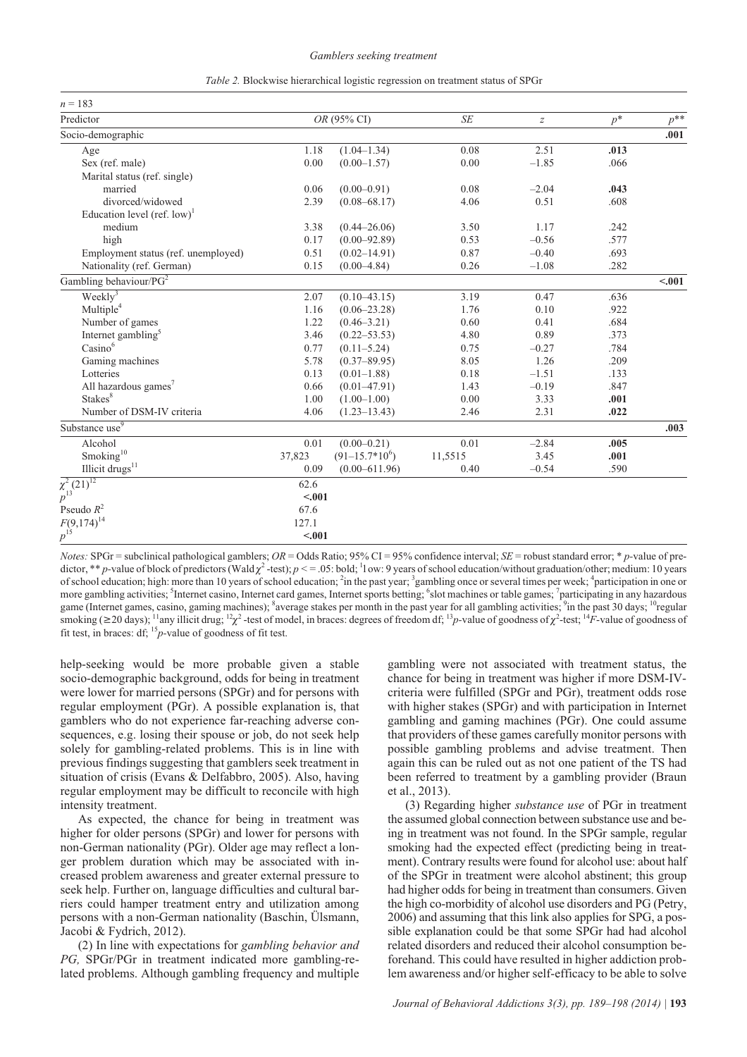*Table 2.* Blockwise hierarchical logistic regression on treatment status of SPGr

| *n* = 183 | | | | | | |
|---|---|---|---|---|---|---|
| Predictor | *OR* (95% CI) | | *SE* | *z* | *p** | *p*** |
| Socio-demographic | | | | | | **.001** |
| Age | 1.18 | (1.04–1.34) | 0.08 | 2.51 | **.013** | |
| Sex (ref. male) | 0.00 | (0.00–1.57) | 0.00 | –1.85 | .066 | |
| Marital status (ref. single) | | | | | | |
| married | 0.06 | (0.00–0.91) | 0.08 | –2.04 | **.043** | |
| divorced/widowed | 2.39 | (0.08–68.17) | 4.06 | 0.51 | .608 | |
| Education level (ref. low)[1] | | | | | | |
| medium | 3.38 | (0.44–26.06) | 3.50 | 1.17 | .242 | |
| high | 0.17 | (0.00–92.89) | 0.53 | –0.56 | .577 | |
| Employment status (ref. unemployed) | 0.51 | (0.02–14.91) | 0.87 | –0.40 | .693 | |
| Nationality (ref. German) | 0.15 | (0.00–4.84) | 0.26 | –1.08 | .282 | |
| Gambling behaviour/PG[2] | | | | | | **<.001** |
| Weekly[3] | 2.07 | (0.10–43.15) | 3.19 | 0.47 | .636 | |
| Multiple[4] | 1.16 | (0.06–23.28) | 1.76 | 0.10 | .922 | |
| Number of games | 1.22 | (0.46–3.21) | 0.60 | 0.41 | .684 | |
| Internet gambling[5] | 3.46 | (0.22–53.53) | 4.80 | 0.89 | .373 | |
| Casino[6] | 0.77 | (0.11–5.24) | 0.75 | –0.27 | .784 | |
| Gaming machines | 5.78 | (0.37–89.95) | 8.05 | 1.26 | .209 | |
| Lotteries | 0.13 | (0.01–1.88) | 0.18 | –1.51 | .133 | |
| All hazardous games[7] | 0.66 | (0.01–47.91) | 1.43 | –0.19 | .847 | |
| Stakes[8] | 1.00 | (1.00–1.00) | 0.00 | 3.33 | **.001** | |
| Number of DSM-IV criteria | 4.06 | (1.23–13.43) | 2.46 | 2.31 | **.022** | |
| Substance use[9] | | | | | | **.003** |
| Alcohol | 0.01 | (0.00–0.21) | 0.01 | –2.84 | **.005** | |
| Smoking[10] | 37,823 | ($91–15.7*10^6$) | 11,5515 | 3.45 | **.001** | |
| Illicit drugs[11] | 0.09 | (0.00–611.96) | 0.40 | –0.54 | .590 | |
| $\chi^2$ (21)[12] | 62.6 | | | | | |
| $p$[13] | **<.001** | | | | | |
| Pseudo $R^2$ | 67.6 | | | | | |
| $F$(9,174)[14] | 127.1 | | | | | |
| $p$[15] | **<.001** | | | | | |

*Notes:* SPGr = subclinical pathological gamblers; *OR* = Odds Ratio; 95% CI = 95% confidence interval; *SE* = robust standard error; * *p*-value of predictor, ** *p*-value of block of predictors (Wald $\chi^2$ -test); $p <= .05$: bold; [1]low: 9 years of school education/without graduation/other; medium: 10 years of school education; high: more than 10 years of school education; [2]in the past year; [3]gambling once or several times per week; [4]participation in one or more gambling activities; [5]Internet casino, Internet card games, Internet sports betting; [6]slot machines or table games; [7]participating in any hazardous game (Internet games, casino, gaming machines); [8]average stakes per month in the past year for all gambling activities; [9]in the past 30 days; [10]regular smoking (≥20 days); [11]any illicit drug; [12]$\chi^2$ -test of model, in braces: degrees of freedom df; [13]*p*-value of goodness of $\chi^2$-test; [14]*F*-value of goodness of fit test, in braces: df; [15]*p*-value of goodness of fit test.

help-seeking would be more probable given a stable socio-demographic background, odds for being in treatment were lower for married persons (SPGr) and for persons with regular employment (PGr). A possible explanation is, that gamblers who do not experience far-reaching adverse consequences, e.g. losing their spouse or job, do not seek help solely for gambling-related problems. This is in line with previous findings suggesting that gamblers seek treatment in situation of crisis (Evans & Delfabbro, 2005). Also, having regular employment may be difficult to reconcile with high intensity treatment.

As expected, the chance for being in treatment was higher for older persons (SPGr) and lower for persons with non-German nationality (PGr). Older age may reflect a longer problem duration which may be associated with increased problem awareness and greater external pressure to seek help. Further on, language difficulties and cultural barriers could hamper treatment entry and utilization among persons with a non-German nationality (Baschin, Ülsmann, Jacobi & Fydrich, 2012).

(2) In line with expectations for *gambling behavior and PG,* SPGr/PGr in treatment indicated more gambling-related problems. Although gambling frequency and multiple gambling were not associated with treatment status, the chance for being in treatment was higher if more DSM-IV-criteria were fulfilled (SPGr and PGr), treatment odds rose with higher stakes (SPGr) and with participation in Internet gambling and gaming machines (PGr). One could assume that providers of these games carefully monitor persons with possible gambling problems and advise treatment. Then again this can be ruled out as not one patient of the TS had been referred to treatment by a gambling provider (Braun et al., 2013).

(3) Regarding higher *substance use* of PGr in treatment the assumed global connection between substance use and being in treatment was not found. In the SPGr sample, regular smoking had the expected effect (predicting being in treatment). Contrary results were found for alcohol use: about half of the SPGr in treatment were alcohol abstinent; this group had higher odds for being in treatment than consumers. Given the high co-morbidity of alcohol use disorders and PG (Petry, 2006) and assuming that this link also applies for SPG, a possible explanation could be that some SPGr had had alcohol related disorders and reduced their alcohol consumption beforehand. This could have resulted in higher addiction problem awareness and/or higher self-efficacy to be able to solve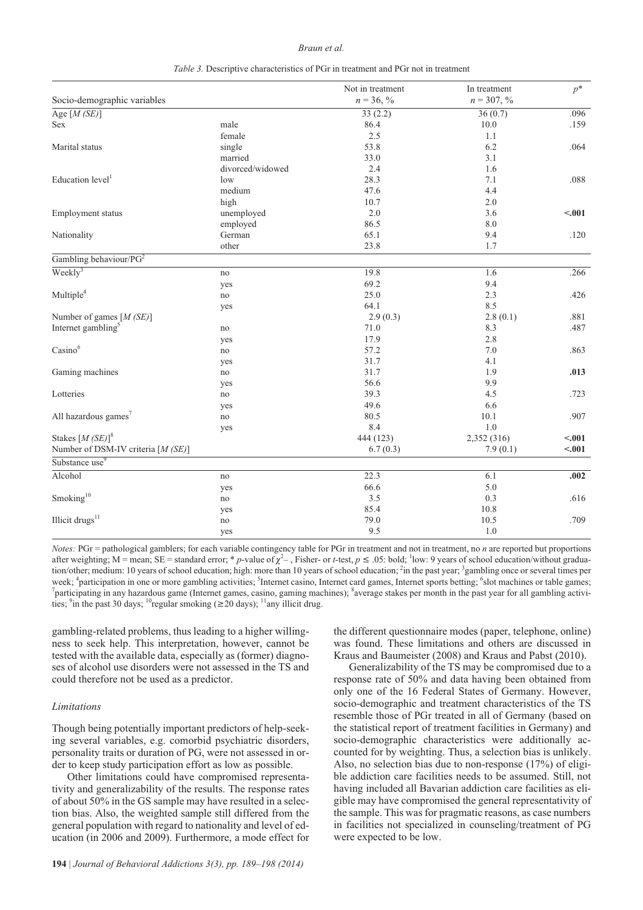*Table 3.* Descriptive characteristics of PGr in treatment and PGr not in treatment

| Socio-demographic variables | | Not in treatment $n = 36$, % | In treatment $n = 307$, % | $p$* |
|---|---|---|---|---|
| Age [*M (SE)*] | | 33 (2.2) | 36 (0.7) | .096 |
| Sex | male | 86.4 | 10.0 | .159 |
| | female | 2.5 | 1.1 | |
| Marital status | single | 53.8 | 6.2 | .064 |
| | married | 33.0 | 3.1 | |
| | divorced/widowed | 2.4 | 1.6 | |
| Education level[1] | low | 28.3 | 7.1 | .088 |
| | medium | 47.6 | 4.4 | |
| | high | 10.7 | 2.0 | |
| Employment status | unemployed | 2.0 | 3.6 | **<.001** |
| | employed | 86.5 | 8.0 | |
| Nationality | German | 65.1 | 9.4 | .120 |
| | other | 23.8 | 1.7 | |
| Gambling behaviour/PG[2] | | | | |
| Weekly[3] | no | 19.8 | 1.6 | .266 |
| | yes | 69.2 | 9.4 | |
| Multiple[4] | no | 25.0 | 2.3 | .426 |
| | yes | 64.1 | 8.5 | |
| Number of games [*M (SE)*] | | 2.9 (0.3) | 2.8 (0.1) | .881 |
| Internet gambling[5] | no | 71.0 | 8.3 | .487 |
| | yes | 17.9 | 2.8 | |
| Casino[6] | no | 57.2 | 7.0 | .863 |
| | yes | 31.7 | 4.1 | |
| Gaming machines | no | 31.7 | 1.9 | **.013** |
| | yes | 56.6 | 9.9 | |
| Lotteries | no | 39.3 | 4.5 | .723 |
| | yes | 49.6 | 6.6 | |
| All hazardous games[7] | no | 80.5 | 10.1 | .907 |
| | yes | 8.4 | 1.0 | |
| Stakes [*M (SE)*][8] | | 444 (123) | 2,352 (316) | **<.001** |
| Number of DSM-IV criteria [*M (SE)*] | | 6.7 (0.3) | 7.9 (0.1) | **<.001** |
| Substance use[9] | | | | |
| Alcohol | no | 22.3 | 6.1 | **.002** |
| | yes | 66.6 | 5.0 | |
| Smoking[10] | no | 3.5 | 0.3 | .616 |
| | yes | 85.4 | 10.8 | |
| Illicit drugs[11] | no | 79.0 | 10.5 | .709 |
| | yes | 9.5 | 1.0 | |

*Notes:* PGr = pathological gamblers; for each variable contingency table for PGr in treatment and not in treatment, no *n* are reported but proportions after weighting; M = mean; SE = standard error; * *p*-value of $\chi^2$–, Fisher- or *t*-test, $p \leq .05$: bold; [1]low: 9 years of school education/without graduation/other; medium: 10 years of school education; high: more than 10 years of school education; [2]in the past year; [3]gambling once or several times per week; [4]participation in one or more gambling activities; [5]Internet casino, Internet card games, Internet sports betting; [6]slot machines or table games; [7]participating in any hazardous game (Internet games, casino, gaming machines); [8]average stakes per month in the past year for all gambling activities; [9]in the past 30 days; [10]regular smoking (≥20 days); [11]any illicit drug.

gambling-related problems, thus leading to a higher willingness to seek help. This interpretation, however, cannot be tested with the available data, especially as (former) diagnoses of alcohol use disorders were not assessed in the TS and could therefore not be used as a predictor.

### *Limitations*

Though being potentially important predictors of help-seeking several variables, e.g. comorbid psychiatric disorders, personality traits or duration of PG, were not assessed in order to keep study participation effort as low as possible.

Other limitations could have compromised representativity and generalizability of the results. The response rates of about 50% in the GS sample may have resulted in a selection bias. Also, the weighted sample still differed from the general population with regard to nationality and level of education (in 2006 and 2009). Furthermore, a mode effect for the different questionnaire modes (paper, telephone, online) was found. These limitations and others are discussed in Kraus and Baumeister (2008) and Kraus and Pabst (2010).

Generalizability of the TS may be compromised due to a response rate of 50% and data having been obtained from only one of the 16 Federal States of Germany. However, socio-demographic and treatment characteristics of the TS resemble those of PGr treated in all of Germany (based on the statistical report of treatment facilities in Germany) and socio-demographic characteristics were additionally accounted for by weighting. Thus, a selection bias is unlikely. Also, no selection bias due to non-response (17%) of eligible addiction care facilities needs to be assumed. Still, not having included all Bavarian addiction care facilities as eligible may have compromised the general representativity of the sample. This was for pragmatic reasons, as case numbers in facilities not specialized in counseling/treatment of PG were expected to be low.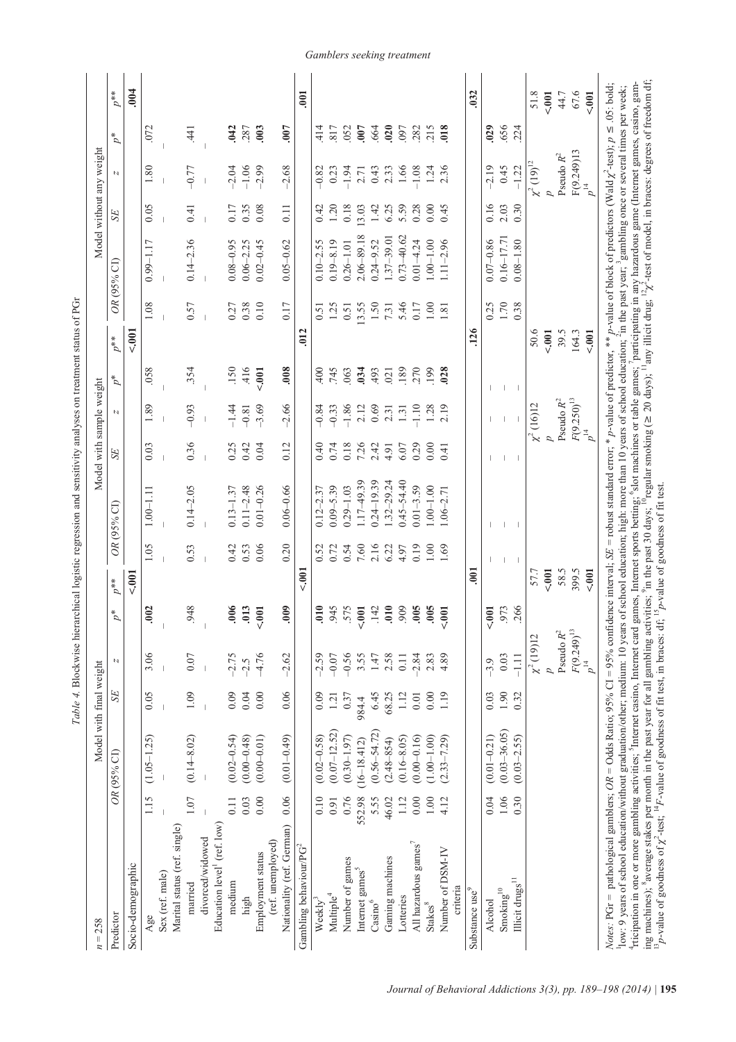Table 4. Blockwise hierarchical logistic regression and sensitivity analyses on treatment status of PGr

| $n$ = 258 | Model with final weight | | | | | Model with sample weight | | | | | Model without any weight | | | | |
|---|---|---|---|---|---|---|---|---|---|---|---|---|---|---|---|
| Predictor | *OR* (95% CI) | *SE* | *z* | *p*\* | *p*\*\* | *OR* (95% CI) | *SE* | *z* | *p*\* | *p*\*\* | *OR* (95% CI) | *SE* | *z* | *p*\* | *p*\*\* |
| Socio-demographic | | | | | **<.001** | | | | | **<.001** | | | | | **.004** |
| Age | 1.15 (1.05–1.25) | 0.05 | 3.06 | **.002** | | 1.05 1.00–1.11 | 0.03 | 1.89 | .058 | | 1.08 0.99–1.17 | 0.05 | 1.80 | .072 | |
| Sex (ref. male) | – | – | – | – | | – | – | – | – | | – | – | – | – | |
| Marital status (ref. single) | | | | | | | | | | | | | | | |
| married | 1.07 (0.14–8.02) | 1.09 | 0.07 | .948 | | 0.53 0.14–2.05 | 0.36 | –0.93 | .354 | | 0.57 0.14–2.36 | 0.41 | –0.77 | .441 | |
| divorced/widowed | – | – | – | – | | – | – | – | – | | – | – | – | – | |
| Education level[1] (ref. low) | | | | | | | | | | | | | | | |
| medium | 0.11 (0.02–0.54) | 0.09 | –2.75 | **.006** | | 0.42 0.13–1.37 | 0.25 | –1.44 | .150 | | 0.27 0.08–0.95 | 0.17 | –2.04 | **.042** | |
| high | 0.03 (0.00–0.48) | 0.04 | –2.5 | **.013** | | 0.53 0.11–2.48 | 0.42 | –0.81 | .416 | | 0.38 0.06–2.25 | 0.35 | –1.06 | .287 | |
| Employment status (ref. unemployed) | 0.00 (0.00–0.01) | 0.00 | –4.76 | **<.001** | | 0.06 0.01–0.26 | 0.04 | –3.69 | **<.001** | | 0.10 0.02–0.45 | 0.08 | –2.99 | **.003** | |
| Nationality (ref. German) | 0.06 (0.01–0.49) | 0.06 | –2.62 | **.009** | | 0.20 0.06–0.66 | 0.12 | –2.66 | **.008** | | 0.17 0.05–0.62 | 0.11 | –2.68 | **.007** | |
| Gambling behaviour/PG[2] | | | | | **<.001** | | | | | **.012** | | | | | **.001** |
| Weekly[3] | 0.10 (0.02–0.58) | 0.09 | –2.59 | **.010** | | 0.52 0.12–2.37 | 0.40 | –0.84 | .400 | | 0.51 0.10–2.55 | 0.42 | –0.82 | .414 | |
| Multiple[4] | 0.91 (0.07–12.52) | 1.21 | –0.07 | .945 | | 0.72 0.09–5.39 | 0.74 | –0.33 | .745 | | 1.25 0.19–8.19 | 1.20 | 0.23 | .817 | |
| Number of games | 0.76 (0.30–1.97) | 0.37 | –0.56 | .575 | | 0.54 0.29–1.03 | 0.18 | –1.86 | .063 | | 0.51 0.26–1.01 | 0.18 | –1.94 | .052 | |
| Internet games[5] | 552.98 (16–18.412) | 984.4 | 3.55 | **<.001** | | 7.60 1.17–49.39 | 7.26 | 2.12 | **.034** | | 13.55 2.06–89.18 | 13.03 | 2.71 | **.007** | |
| Casino[6] | 5.55 (0.56–54.72) | 6.45 | 1.47 | .142 | | 2.16 0.24–19.39 | 2.42 | 0.69 | .493 | | 1.50 0.24–9.52 | 1.42 | 0.43 | .664 | |
| Gaming machines | 46.02 (2.48–854) | 68.25 | 2.58 | **.010** | | 6.22 1.32–29.24 | 4.91 | 2.31 | .021 | | 7.31 1.37–39.01 | 6.25 | 2.33 | **.020** | |
| Lotteries | 1.12 (0.16–8.05) | 1.12 | 0.11 | .909 | | 4.97 0.45–54.40 | 6.07 | 1.31 | .189 | | 5.46 0.73–40.62 | 5.59 | 1.66 | .097 | |
| All hazardous games[7] | 0.00 (0.00–0.16) | 0.01 | –2.84 | **.005** | | 0.19 0.01–3.59 | 0.29 | –1.10 | .270 | | 0.17 0.01–4.24 | 0.28 | –1.08 | .282 | |
| Stakes[8] | 1.00 (1.00–1.00) | 0.00 | 2.83 | **.005** | | 1.00 1.00–1.00 | 0.00 | 1.28 | .199 | | 1.00 1.00–1.00 | 0.00 | 1.24 | .215 | |
| Number of DSM-IV criteria | 4.12 (2.33–7.29) | 1.19 | 4.89 | **<.001** | | 1.69 1.06–2.71 | 0.41 | 2.19 | **.028** | | 1.81 1.11–2.96 | 0.45 | 2.36 | **.018** | |
| Substance use[9] | | | | | **.001** | | | | | **.126** | | | | | **.032** |
| Alcohol | 0.04 (0.01–0.21) | 0.03 | –3.9 | **<.001** | | – | – | – | – | | 0.25 0.07–0.86 | 0.16 | –2.19 | **.029** | |
| Smoking[10] | 1.06 (0.03–36.05) | 1.90 | 0.03 | .973 | | – | – | – | – | | 1.70 0.16–17.71 | 2.03 | 0.45 | .656 | |
| Illicit drugs[11] | 0.30 (0.03–2.55) | 0.32 | –1.11 | .266 | | – | – | – | – | | 0.38 0.08–1.80 | 0.30 | –1.22 | .224 | |
| | | | $\chi^2$ (19)[12] | | 57.7 | | | $\chi^2$ (16)12 | | 50.6 | | | $\chi^2$ (19)[12] | | 51.8 |
| | | | *p* | | <.001 | | | *p* | | <.001 | | | *p* | | <.001 |
| | | | Pseudo $R^2$ | | 58.5 | | | Pseudo $R^2$ | | 39.5 | | | Pseudo $R^2$ | | 44.7 |
| | | | $F$(9.249)[13] | | 399.5 | | | $F$(9.250)[13] | | 164.3 | | | F(9.249)13 | | 67.6 |
| | | | $p$[14] | | <.001 | | | $p$[14] | | <.001 | | | $p$[14] | | <.001 |

*Notes*: PGr = pathological gamblers; *OR* = Odds Ratio; 95% CI = 95% confidence interval; *SE* = robust standard error; \* *p*-value of predictor, \*\* *p*-value of block of predictors (Wald $\chi^2$-test); $p \leq .05$: bold; [1]low: 9 years of school education/without graduation/other; medium: 10 years of school education; high: more than 10 years of school education; [2]in the past year; [3]gambling once or several times per week; [4]participation in one or more gambling activities; [5]Internet casino, Internet card games, Internet sports betting; [6]slot machines or table games; [7]participating in any hazardous game (Internet games, casino, gaming machines); [8]average stakes per month in the past year for all gambling activities; [9]in the past 30 days; [10]regular smoking (≥ 20 days); [11]any illicit drug; [12]$\chi^2$-test of model, in braces: degrees of freedom df; [13]*p*-value of goodness of $\chi^2$-test; [14]*F*-value of goodness of fit test, in braces: df; [15]*p*-value of goodness of fit test.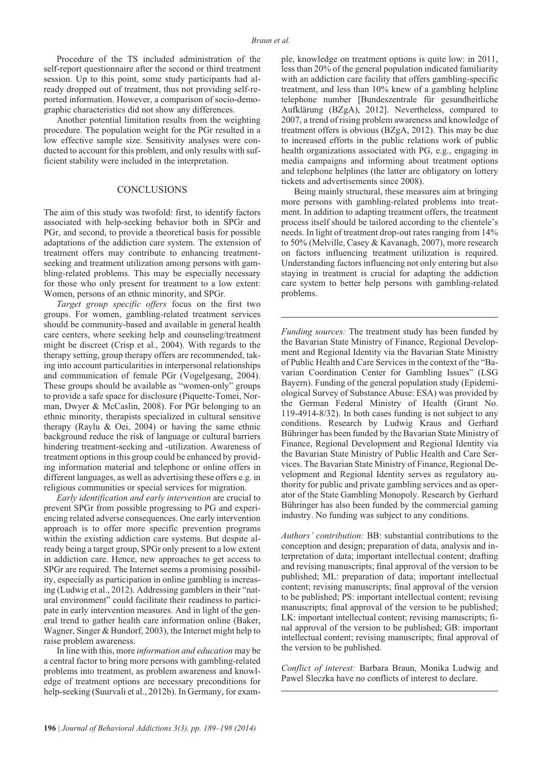Procedure of the TS included administration of the self-report questionnaire after the second or third treatment session. Up to this point, some study participants had already dropped out of treatment, thus not providing self-reported information. However, a comparison of socio-demographic characteristics did not show any differences.

Another potential limitation results from the weighting procedure. The population weight for the PGr resulted in a low effective sample size. Sensitivity analyses were conducted to account for this problem, and only results with sufficient stability were included in the interpretation.

## CONCLUSIONS

The aim of this study was twofold: first, to identify factors associated with help-seeking behavior both in SPGr and PGr, and second, to provide a theoretical basis for possible adaptations of the addiction care system. The extension of treatment offers may contribute to enhancing treatment-seeking and treatment utilization among persons with gambling-related problems. This may be especially necessary for those who only present for treatment to a low extent: Women, persons of an ethnic minority, and SPGr.

*Target group specific offers* focus on the first two groups. For women, gambling-related treatment services should be community-based and available in general health care centers, where seeking help and counseling/treatment might be discreet (Crisp et al., 2004). With regards to the therapy setting, group therapy offers are recommended, taking into account particularities in interpersonal relationships and communication of female PGr (Vogelgesang, 2004). These groups should be available as "women-only" groups to provide a safe space for disclosure (Piquette-Tomei, Norman, Dwyer & McCaslin, 2008). For PGr belonging to an ethnic minority, therapists specialized in cultural sensitive therapy (Raylu & Oei, 2004) or having the same ethnic background reduce the risk of language or cultural barriers hindering treatment-seeking and -utilization. Awareness of treatment options in this group could be enhanced by providing information material and telephone or online offers in different languages, as well as advertising these offers e.g. in religious communities or special services for migration.

*Early identification and early intervention* are crucial to prevent SPGr from possible progressing to PG and experiencing related adverse consequences. One early intervention approach is to offer more specific prevention programs within the existing addiction care systems. But despite already being a target group, SPGr only present to a low extent in addiction care. Hence, new approaches to get access to SPGr are required. The Internet seems a promising possibility, especially as participation in online gambling is increasing (Ludwig et al., 2012). Addressing gamblers in their "natural environment" could facilitate their readiness to participate in early intervention measures. And in light of the general trend to gather health care information online (Baker, Wagner, Singer & Bundorf, 2003), the Internet might help to raise problem awareness.

In line with this, more *information and education* may be a central factor to bring more persons with gambling-related problems into treatment, as problem awareness and knowledge of treatment options are necessary preconditions for help-seeking (Suurvali et al., 2012b). In Germany, for example, knowledge on treatment options is quite low: in 2011, less than 20% of the general population indicated familiarity with an addiction care facility that offers gambling-specific treatment, and less than 10% knew of a gambling helpline telephone number [Bundeszentrale für gesundheitliche Aufklärung (BZgA), 2012]. Nevertheless, compared to 2007, a trend of rising problem awareness and knowledge of treatment offers is obvious (BZgA, 2012). This may be due to increased efforts in the public relations work of public health organizations associated with PG, e.g., engaging in media campaigns and informing about treatment options and telephone helplines (the latter are obligatory on lottery tickets and advertisements since 2008).

Being mainly structural, these measures aim at bringing more persons with gambling-related problems into treatment. In addition to adapting treatment offers, the treatment process itself should be tailored according to the clientele's needs. In light of treatment drop-out rates ranging from 14% to 50% (Melville, Casey & Kavanagh, 2007), more research on factors influencing treatment utilization is required. Understanding factors influencing not only entering but also staying in treatment is crucial for adapting the addiction care system to better help persons with gambling-related problems.

---

*Funding sources:* The treatment study has been funded by the Bavarian State Ministry of Finance, Regional Development and Regional Identity via the Bavarian State Ministry of Public Health and Care Services in the context of the "Bavarian Coordination Center for Gambling Issues" (LSG Bayern). Funding of the general population study (Epidemiological Survey of Substance Abuse: ESA) was provided by the German Federal Ministry of Health (Grant No. 119-4914-8/32). In both cases funding is not subject to any conditions. Research by Ludwig Kraus and Gerhard Bühringer has been funded by the Bavarian State Ministry of Finance, Regional Development and Regional Identity via the Bavarian State Ministry of Public Health and Care Services. The Bavarian State Ministry of Finance, Regional Development and Regional Identity serves as regulatory authority for public and private gambling services and as operator of the State Gambling Monopoly. Research by Gerhard Bühringer has also been funded by the commercial gaming industry. No funding was subject to any conditions.

*Authors' contribution:* BB: substantial contributions to the conception and design; preparation of data, analysis and interpretation of data; important intellectual content; drafting and revising manuscripts; final approval of the version to be published; ML: preparation of data; important intellectual content; revising manuscripts; final approval of the version to be published; PS: important intellectual content; revising manuscripts; final approval of the version to be published; LK: important intellectual content; revising manuscripts; final approval of the version to be published; GB: important intellectual content; revising manuscripts; final approval of the version to be published.

*Conflict of interest:* Barbara Braun, Monika Ludwig and Pawel Sleczka have no conflicts of interest to declare.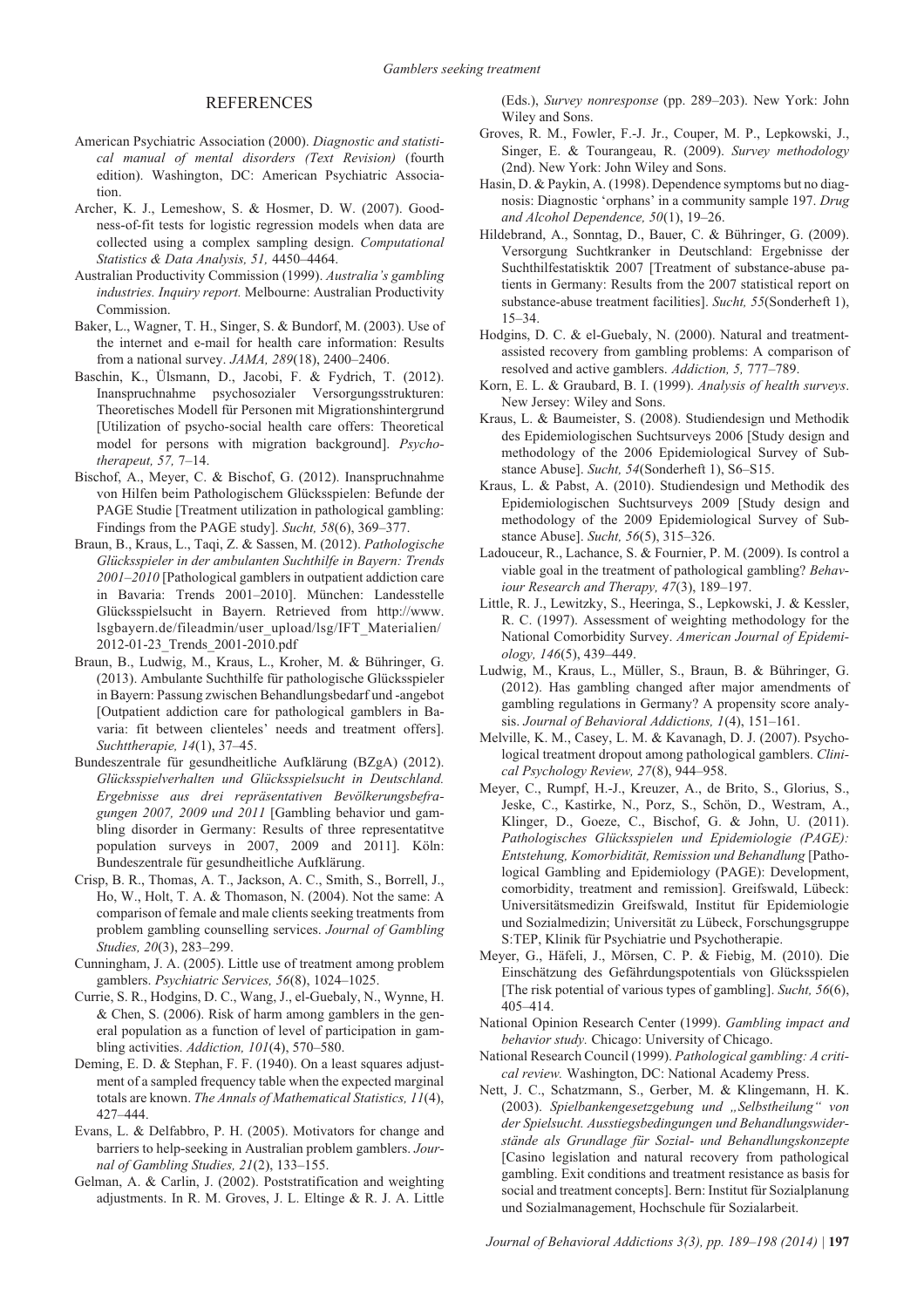## REFERENCES

American Psychiatric Association (2000). *Diagnostic and statistical manual of mental disorders (Text Revision)* (fourth edition). Washington, DC: American Psychiatric Association.

Archer, K. J., Lemeshow, S. & Hosmer, D. W. (2007). Goodness-of-fit tests for logistic regression models when data are collected using a complex sampling design. *Computational Statistics & Data Analysis, 51,* 4450–4464.

Australian Productivity Commission (1999). *Australia's gambling industries. Inquiry report.* Melbourne: Australian Productivity Commission.

Baker, L., Wagner, T. H., Singer, S. & Bundorf, M. (2003). Use of the internet and e-mail for health care information: Results from a national survey. *JAMA, 289*(18), 2400–2406.

Baschin, K., Ülsmann, D., Jacobi, F. & Fydrich, T. (2012). Inanspruchnahme psychosozialer Versorgungsstrukturen: Theoretisches Modell für Personen mit Migrationshintergrund [Utilization of psycho-social health care offers: Theoretical model for persons with migration background]. *Psychotherapeut, 57,* 7–14.

Bischof, A., Meyer, C. & Bischof, G. (2012). Inanspruchnahme von Hilfen beim Pathologischem Glücksspielen: Befunde der PAGE Studie [Treatment utilization in pathological gambling: Findings from the PAGE study]. *Sucht, 58*(6), 369–377.

Braun, B., Kraus, L., Taqi, Z. & Sassen, M. (2012). *Pathologische Glücksspieler in der ambulanten Suchthilfe in Bayern: Trends 2001–2010* [Pathological gamblers in outpatient addiction care in Bavaria: Trends 2001–2010]. München: Landesstelle Glücksspielsucht in Bayern. Retrieved from http://www.lsgbayern.de/fileadmin/user_upload/lsg/IFT_Materialien/2012-01-23_Trends_2001-2010.pdf

Braun, B., Ludwig, M., Kraus, L., Kroher, M. & Bühringer, G. (2013). Ambulante Suchthilfe für pathologische Glücksspieler in Bayern: Passung zwischen Behandlungsbedarf und -angebot [Outpatient addiction care for pathological gamblers in Bavaria: fit between clienteles' needs and treatment offers]. *Suchttherapie, 14*(1), 37–45.

Bundeszentrale für gesundheitliche Aufklärung (BZgA) (2012). *Glücksspielverhalten und Glücksspielsucht in Deutschland. Ergebnisse aus drei repräsentativen Bevölkerungsbefragungen 2007, 2009 und 2011* [Gambling behavior und gambling disorder in Germany: Results of three representatitve population surveys in 2007, 2009 and 2011]. Köln: Bundeszentrale für gesundheitliche Aufklärung.

Crisp, B. R., Thomas, A. T., Jackson, A. C., Smith, S., Borrell, J., Ho, W., Holt, T. A. & Thomason, N. (2004). Not the same: A comparison of female and male clients seeking treatments from problem gambling counselling services. *Journal of Gambling Studies, 20*(3), 283–299.

Cunningham, J. A. (2005). Little use of treatment among problem gamblers. *Psychiatric Services, 56*(8), 1024–1025.

Currie, S. R., Hodgins, D. C., Wang, J., el-Guebaly, N., Wynne, H. & Chen, S. (2006). Risk of harm among gamblers in the general population as a function of level of participation in gambling activities. *Addiction, 101*(4), 570–580.

Deming, E. D. & Stephan, F. F. (1940). On a least squares adjustment of a sampled frequency table when the expected marginal totals are known. *The Annals of Mathematical Statistics, 11*(4), 427–444.

Evans, L. & Delfabbro, P. H. (2005). Motivators for change and barriers to help-seeking in Australian problem gamblers. *Journal of Gambling Studies, 21*(2), 133–155.

Gelman, A. & Carlin, J. (2002). Poststratification and weighting adjustments. In R. M. Groves, J. L. Eltinge & R. J. A. Little (Eds.), *Survey nonresponse* (pp. 289–203). New York: John Wiley and Sons.

Groves, R. M., Fowler, F.-J. Jr., Couper, M. P., Lepkowski, J., Singer, E. & Tourangeau, R. (2009). *Survey methodology* (2nd). New York: John Wiley and Sons.

Hasin, D. & Paykin, A. (1998). Dependence symptoms but no diagnosis: Diagnostic 'orphans' in a community sample 197. *Drug and Alcohol Dependence, 50*(1), 19–26.

Hildebrand, A., Sonntag, D., Bauer, C. & Bühringer, G. (2009). Versorgung Suchtkranker in Deutschland: Ergebnisse der Suchthilfestatisktik 2007 [Treatment of substance-abuse patients in Germany: Results from the 2007 statistical report on substance-abuse treatment facilities]. *Sucht, 55*(Sonderheft 1), 15–34.

Hodgins, D. C. & el-Guebaly, N. (2000). Natural and treatment-assisted recovery from gambling problems: A comparison of resolved and active gamblers. *Addiction, 5,* 777–789.

Korn, E. L. & Graubard, B. I. (1999). *Analysis of health surveys*. New Jersey: Wiley and Sons.

Kraus, L. & Baumeister, S. (2008). Studiendesign und Methodik des Epidemiologischen Suchtsurveys 2006 [Study design and methodology of the 2006 Epidemiological Survey of Substance Abuse]. *Sucht, 54*(Sonderheft 1), S6–S15.

Kraus, L. & Pabst, A. (2010). Studiendesign und Methodik des Epidemiologischen Suchtsurveys 2009 [Study design and methodology of the 2009 Epidemiological Survey of Substance Abuse]. *Sucht, 56*(5), 315–326.

Ladouceur, R., Lachance, S. & Fournier, P. M. (2009). Is control a viable goal in the treatment of pathological gambling? *Behaviour Research and Therapy, 47*(3), 189–197.

Little, R. J., Lewitzky, S., Heeringa, S., Lepkowski, J. & Kessler, R. C. (1997). Assessment of weighting methodology for the National Comorbidity Survey. *American Journal of Epidemiology, 146*(5), 439–449.

Ludwig, M., Kraus, L., Müller, S., Braun, B. & Bühringer, G. (2012). Has gambling changed after major amendments of gambling regulations in Germany? A propensity score analysis. *Journal of Behavioral Addictions, 1*(4), 151–161.

Melville, K. M., Casey, L. M. & Kavanagh, D. J. (2007). Psychological treatment dropout among pathological gamblers. *Clinical Psychology Review, 27*(8), 944–958.

Meyer, C., Rumpf, H.-J., Kreuzer, A., de Brito, S., Glorius, S., Jeske, C., Kastirke, N., Porz, S., Schön, D., Westram, A., Klinger, D., Goeze, C., Bischof, G. & John, U. (2011). *Pathologisches Glücksspielen und Epidemiologie (PAGE): Entstehung, Komorbidität, Remission und Behandlung* [Pathological Gambling and Epidemiology (PAGE): Development, comorbidity, treatment and remission]. Greifswald, Lübeck: Universitätsmedizin Greifswald, Institut für Epidemiologie und Sozialmedizin; Universität zu Lübeck, Forschungsgruppe S:TEP, Klinik für Psychiatrie und Psychotherapie.

Meyer, G., Häfeli, J., Mörsen, C. P. & Fiebig, M. (2010). Die Einschätzung des Gefährdungspotentials von Glücksspielen [The risk potential of various types of gambling]. *Sucht, 56*(6), 405–414.

National Opinion Research Center (1999). *Gambling impact and behavior study.* Chicago: University of Chicago.

National Research Council (1999). *Pathological gambling: A critical review.* Washington, DC: National Academy Press.

Nett, J. C., Schatzmann, S., Gerber, M. & Klingemann, H. K. (2003). *Spielbankengesetzgebung und „Selbstheilung" von der Spielsucht. Ausstiegsbedingungen und Behandlungswiderstände als Grundlage für Sozial- und Behandlungskonzepte* [Casino legislation and natural recovery from pathological gambling. Exit conditions and treatment resistance as basis for social and treatment concepts]. Bern: Institut für Sozialplanung und Sozialmanagement, Hochschule für Sozialarbeit.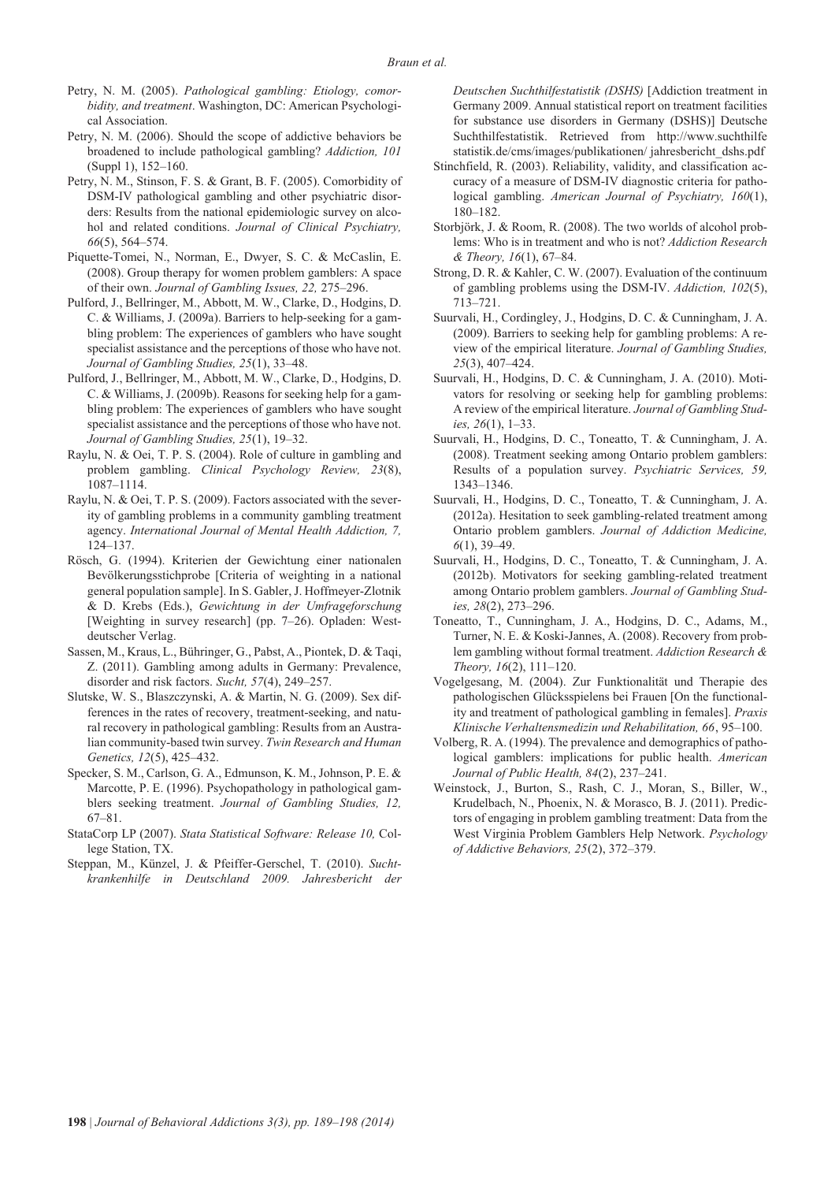Petry, N. M. (2005). *Pathological gambling: Etiology, comorbidity, and treatment*. Washington, DC: American Psychological Association.

Petry, N. M. (2006). Should the scope of addictive behaviors be broadened to include pathological gambling? *Addiction, 101* (Suppl 1), 152–160.

Petry, N. M., Stinson, F. S. & Grant, B. F. (2005). Comorbidity of DSM-IV pathological gambling and other psychiatric disorders: Results from the national epidemiologic survey on alcohol and related conditions. *Journal of Clinical Psychiatry, 66*(5), 564–574.

Piquette-Tomei, N., Norman, E., Dwyer, S. C. & McCaslin, E. (2008). Group therapy for women problem gamblers: A space of their own. *Journal of Gambling Issues, 22,* 275–296.

Pulford, J., Bellringer, M., Abbott, M. W., Clarke, D., Hodgins, D. C. & Williams, J. (2009a). Barriers to help-seeking for a gambling problem: The experiences of gamblers who have sought specialist assistance and the perceptions of those who have not. *Journal of Gambling Studies, 25*(1), 33–48.

Pulford, J., Bellringer, M., Abbott, M. W., Clarke, D., Hodgins, D. C. & Williams, J. (2009b). Reasons for seeking help for a gambling problem: The experiences of gamblers who have sought specialist assistance and the perceptions of those who have not. *Journal of Gambling Studies, 25*(1), 19–32.

Raylu, N. & Oei, T. P. S. (2004). Role of culture in gambling and problem gambling. *Clinical Psychology Review, 23*(8), 1087–1114.

Raylu, N. & Oei, T. P. S. (2009). Factors associated with the severity of gambling problems in a community gambling treatment agency. *International Journal of Mental Health Addiction, 7,* 124–137.

Rösch, G. (1994). Kriterien der Gewichtung einer nationalen Bevölkerungsstichprobe [Criteria of weighting in a national general population sample]. In S. Gabler, J. Hoffmeyer-Zlotnik & D. Krebs (Eds.), *Gewichtung in der Umfrageforschung* [Weighting in survey research] (pp. 7–26). Opladen: Westdeutscher Verlag.

Sassen, M., Kraus, L., Bühringer, G., Pabst, A., Piontek, D. & Taqi, Z. (2011). Gambling among adults in Germany: Prevalence, disorder and risk factors. *Sucht, 57*(4), 249–257.

Slutske, W. S., Blaszczynski, A. & Martin, N. G. (2009). Sex differences in the rates of recovery, treatment-seeking, and natural recovery in pathological gambling: Results from an Australian community-based twin survey. *Twin Research and Human Genetics, 12*(5), 425–432.

Specker, S. M., Carlson, G. A., Edmunson, K. M., Johnson, P. E. & Marcotte, P. E. (1996). Psychopathology in pathological gamblers seeking treatment. *Journal of Gambling Studies, 12,* 67–81.

StataCorp LP (2007). *Stata Statistical Software: Release 10,* College Station, TX.

Steppan, M., Künzel, J. & Pfeiffer-Gerschel, T. (2010). *Suchtkrankenhilfe in Deutschland 2009. Jahresbericht der Deutschen Suchthilfestatistik (DSHS)* [Addiction treatment in Germany 2009. Annual statistical report on treatment facilities for substance use disorders in Germany (DSHS)] Deutsche Suchthilfestatistik. Retrieved from http://www.suchthilfe statistik.de/cms/images/publikationen/ jahresbericht_dshs.pdf

Stinchfield, R. (2003). Reliability, validity, and classification accuracy of a measure of DSM-IV diagnostic criteria for pathological gambling. *American Journal of Psychiatry, 160*(1), 180–182.

Storbjörk, J. & Room, R. (2008). The two worlds of alcohol problems: Who is in treatment and who is not? *Addiction Research & Theory, 16*(1), 67–84.

Strong, D. R. & Kahler, C. W. (2007). Evaluation of the continuum of gambling problems using the DSM-IV. *Addiction, 102*(5), 713–721.

Suurvali, H., Cordingley, J., Hodgins, D. C. & Cunningham, J. A. (2009). Barriers to seeking help for gambling problems: A review of the empirical literature. *Journal of Gambling Studies, 25*(3), 407–424.

Suurvali, H., Hodgins, D. C. & Cunningham, J. A. (2010). Motivators for resolving or seeking help for gambling problems: A review of the empirical literature. *Journal of Gambling Studies, 26*(1), 1–33.

Suurvali, H., Hodgins, D. C., Toneatto, T. & Cunningham, J. A. (2008). Treatment seeking among Ontario problem gamblers: Results of a population survey. *Psychiatric Services, 59,* 1343–1346.

Suurvali, H., Hodgins, D. C., Toneatto, T. & Cunningham, J. A. (2012a). Hesitation to seek gambling-related treatment among Ontario problem gamblers. *Journal of Addiction Medicine, 6*(1), 39–49.

Suurvali, H., Hodgins, D. C., Toneatto, T. & Cunningham, J. A. (2012b). Motivators for seeking gambling-related treatment among Ontario problem gamblers. *Journal of Gambling Studies, 28*(2), 273–296.

Toneatto, T., Cunningham, J. A., Hodgins, D. C., Adams, M., Turner, N. E. & Koski-Jannes, A. (2008). Recovery from problem gambling without formal treatment. *Addiction Research & Theory, 16*(2), 111–120.

Vogelgesang, M. (2004). Zur Funktionalität und Therapie des pathologischen Glücksspielens bei Frauen [On the functionality and treatment of pathological gambling in females]. *Praxis Klinische Verhaltensmedizin und Rehabilitation, 66*, 95–100.

Volberg, R. A. (1994). The prevalence and demographics of pathological gamblers: implications for public health. *American Journal of Public Health, 84*(2), 237–241.

Weinstock, J., Burton, S., Rash, C. J., Moran, S., Biller, W., Krudelbach, N., Phoenix, N. & Morasco, B. J. (2011). Predictors of engaging in problem gambling treatment: Data from the West Virginia Problem Gamblers Help Network. *Psychology of Addictive Behaviors, 25*(2), 372–379.